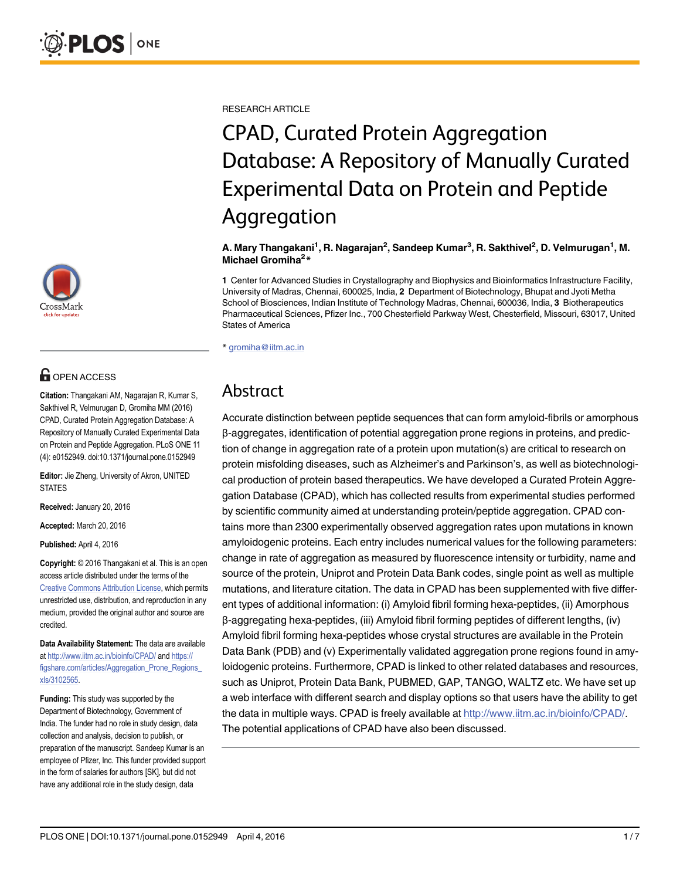RESEARCH ARTICLE

# CPAD, Curated Protein Aggregation Database: A Repository of Manually Curated Experimental Data on Protein and Peptide Aggregation

**A. Mary Thangakani[1], R. Nagarajan[2], Sandeep Kumar[3], R. Sakthivel[2], D. Velmurugan[1], M. Michael Gromiha[2]***

**1** Center for Advanced Studies in Crystallography and Biophysics and Bioinformatics Infrastructure Facility, University of Madras, Chennai, 600025, India, **2** Department of Biotechnology, Bhupat and Jyoti Metha School of Biosciences, Indian Institute of Technology Madras, Chennai, 600036, India, **3** Biotherapeutics Pharmaceutical Sciences, Pfizer Inc., 700 Chesterfield Parkway West, Chesterfield, Missouri, 63017, United States of America

* gromiha@iitm.ac.in

OPEN ACCESS

**Citation:** Thangakani AM, Nagarajan R, Kumar S, Sakthivel R, Velmurugan D, Gromiha MM (2016) CPAD, Curated Protein Aggregation Database: A Repository of Manually Curated Experimental Data on Protein and Peptide Aggregation. PLoS ONE 11 (4): e0152949. doi:10.1371/journal.pone.0152949

**Editor:** Jie Zheng, University of Akron, UNITED STATES

**Received:** January 20, 2016

**Accepted:** March 20, 2016

**Published:** April 4, 2016

**Copyright:** © 2016 Thangakani et al. This is an open access article distributed under the terms of the Creative Commons Attribution License, which permits unrestricted use, distribution, and reproduction in any medium, provided the original author and source are credited.

**Data Availability Statement:** The data are available at http://www.iitm.ac.in/bioinfo/CPAD/ and https://figshare.com/articles/Aggregation_Prone_Regions_xls/3102565.

**Funding:** This study was supported by the Department of Biotechnology, Government of India. The funder had no role in study design, data collection and analysis, decision to publish, or preparation of the manuscript. Sandeep Kumar is an employee of Pfizer, Inc. This funder provided support in the form of salaries for authors [SK], but did not have any additional role in the study design, data

## Abstract

Accurate distinction between peptide sequences that can form amyloid-fibrils or amorphous β-aggregates, identification of potential aggregation prone regions in proteins, and prediction of change in aggregation rate of a protein upon mutation(s) are critical to research on protein misfolding diseases, such as Alzheimer's and Parkinson's, as well as biotechnological production of protein based therapeutics. We have developed a Curated Protein Aggregation Database (CPAD), which has collected results from experimental studies performed by scientific community aimed at understanding protein/peptide aggregation. CPAD contains more than 2300 experimentally observed aggregation rates upon mutations in known amyloidogenic proteins. Each entry includes numerical values for the following parameters: change in rate of aggregation as measured by fluorescence intensity or turbidity, name and source of the protein, Uniprot and Protein Data Bank codes, single point as well as multiple mutations, and literature citation. The data in CPAD has been supplemented with five different types of additional information: (i) Amyloid fibril forming hexa-peptides, (ii) Amorphous β-aggregating hexa-peptides, (iii) Amyloid fibril forming peptides of different lengths, (iv) Amyloid fibril forming hexa-peptides whose crystal structures are available in the Protein Data Bank (PDB) and (v) Experimentally validated aggregation prone regions found in amyloidogenic proteins. Furthermore, CPAD is linked to other related databases and resources, such as Uniprot, Protein Data Bank, PUBMED, GAP, TANGO, WALTZ etc. We have set up a web interface with different search and display options so that users have the ability to get the data in multiple ways. CPAD is freely available at http://www.iitm.ac.in/bioinfo/CPAD/. The potential applications of CPAD have also been discussed.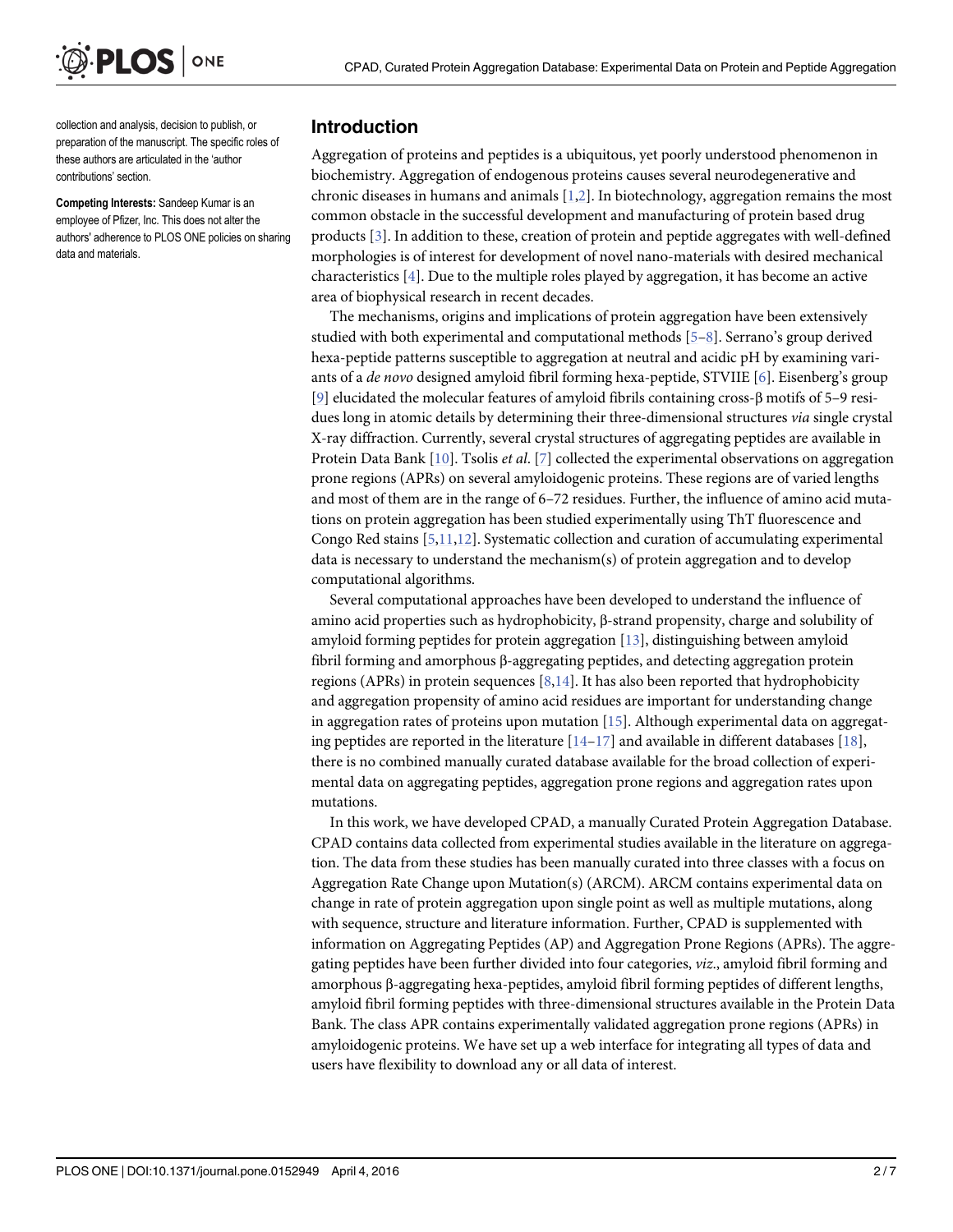collection and analysis, decision to publish, or preparation of the manuscript. The specific roles of these authors are articulated in the 'author contributions' section.

**Competing Interests:** Sandeep Kumar is an employee of Pfizer, Inc. This does not alter the authors' adherence to PLOS ONE policies on sharing data and materials.

## Introduction

Aggregation of proteins and peptides is a ubiquitous, yet poorly understood phenomenon in biochemistry. Aggregation of endogenous proteins causes several neurodegenerative and chronic diseases in humans and animals [1,2]. In biotechnology, aggregation remains the most common obstacle in the successful development and manufacturing of protein based drug products [3]. In addition to these, creation of protein and peptide aggregates with well-defined morphologies is of interest for development of novel nano-materials with desired mechanical characteristics [4]. Due to the multiple roles played by aggregation, it has become an active area of biophysical research in recent decades.

The mechanisms, origins and implications of protein aggregation have been extensively studied with both experimental and computational methods [5–8]. Serrano's group derived hexa-peptide patterns susceptible to aggregation at neutral and acidic pH by examining variants of a *de novo* designed amyloid fibril forming hexa-peptide, STVIIE [6]. Eisenberg's group [9] elucidated the molecular features of amyloid fibrils containing cross-β motifs of 5–9 residues long in atomic details by determining their three-dimensional structures *via* single crystal X-ray diffraction. Currently, several crystal structures of aggregating peptides are available in Protein Data Bank [10]. Tsolis *et al.* [7] collected the experimental observations on aggregation prone regions (APRs) on several amyloidogenic proteins. These regions are of varied lengths and most of them are in the range of 6–72 residues. Further, the influence of amino acid mutations on protein aggregation has been studied experimentally using ThT fluorescence and Congo Red stains [5,11,12]. Systematic collection and curation of accumulating experimental data is necessary to understand the mechanism(s) of protein aggregation and to develop computational algorithms.

Several computational approaches have been developed to understand the influence of amino acid properties such as hydrophobicity, β-strand propensity, charge and solubility of amyloid forming peptides for protein aggregation [13], distinguishing between amyloid fibril forming and amorphous β-aggregating peptides, and detecting aggregation protein regions (APRs) in protein sequences [8,14]. It has also been reported that hydrophobicity and aggregation propensity of amino acid residues are important for understanding change in aggregation rates of proteins upon mutation [15]. Although experimental data on aggregating peptides are reported in the literature [14–17] and available in different databases [18], there is no combined manually curated database available for the broad collection of experimental data on aggregating peptides, aggregation prone regions and aggregation rates upon mutations.

In this work, we have developed CPAD, a manually Curated Protein Aggregation Database. CPAD contains data collected from experimental studies available in the literature on aggregation. The data from these studies has been manually curated into three classes with a focus on Aggregation Rate Change upon Mutation(s) (ARCM). ARCM contains experimental data on change in rate of protein aggregation upon single point as well as multiple mutations, along with sequence, structure and literature information. Further, CPAD is supplemented with information on Aggregating Peptides (AP) and Aggregation Prone Regions (APRs). The aggregating peptides have been further divided into four categories, *viz.*, amyloid fibril forming and amorphous β-aggregating hexa-peptides, amyloid fibril forming peptides of different lengths, amyloid fibril forming peptides with three-dimensional structures available in the Protein Data Bank. The class APR contains experimentally validated aggregation prone regions (APRs) in amyloidogenic proteins. We have set up a web interface for integrating all types of data and users have flexibility to download any or all data of interest.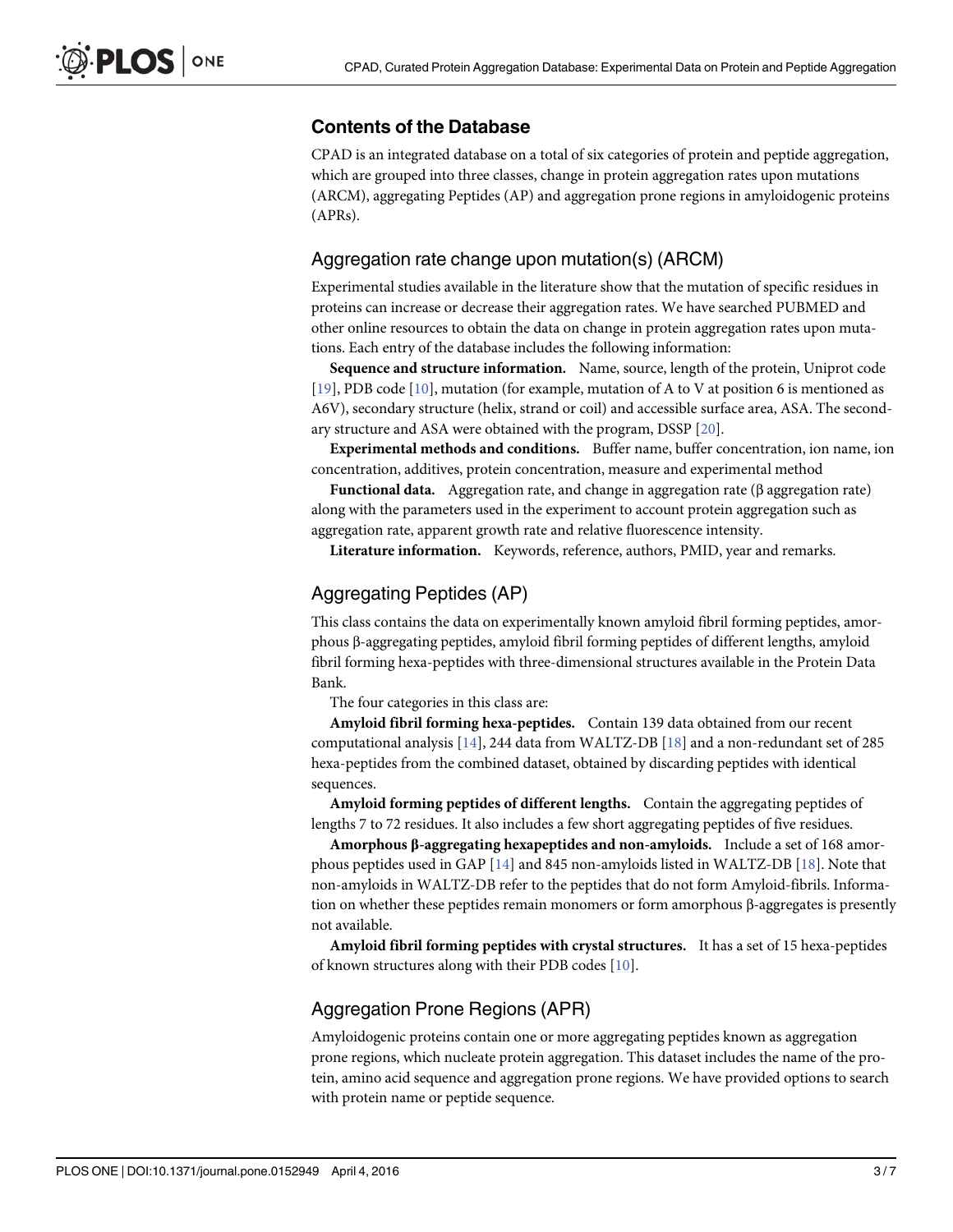## Contents of the Database

CPAD is an integrated database on a total of six categories of protein and peptide aggregation, which are grouped into three classes, change in protein aggregation rates upon mutations (ARCM), aggregating Peptides (AP) and aggregation prone regions in amyloidogenic proteins (APRs).

### Aggregation rate change upon mutation(s) (ARCM)

Experimental studies available in the literature show that the mutation of specific residues in proteins can increase or decrease their aggregation rates. We have searched PUBMED and other online resources to obtain the data on change in protein aggregation rates upon mutations. Each entry of the database includes the following information:

**Sequence and structure information.** Name, source, length of the protein, Uniprot code [19], PDB code [10], mutation (for example, mutation of A to V at position 6 is mentioned as A6V), secondary structure (helix, strand or coil) and accessible surface area, ASA. The secondary structure and ASA were obtained with the program, DSSP [20].

**Experimental methods and conditions.** Buffer name, buffer concentration, ion name, ion concentration, additives, protein concentration, measure and experimental method

**Functional data.** Aggregation rate, and change in aggregation rate (β aggregation rate) along with the parameters used in the experiment to account protein aggregation such as aggregation rate, apparent growth rate and relative fluorescence intensity.

**Literature information.** Keywords, reference, authors, PMID, year and remarks.

### Aggregating Peptides (AP)

This class contains the data on experimentally known amyloid fibril forming peptides, amorphous β-aggregating peptides, amyloid fibril forming peptides of different lengths, amyloid fibril forming hexa-peptides with three-dimensional structures available in the Protein Data Bank.

The four categories in this class are:

**Amyloid fibril forming hexa-peptides.** Contain 139 data obtained from our recent computational analysis [14], 244 data from WALTZ-DB [18] and a non-redundant set of 285 hexa-peptides from the combined dataset, obtained by discarding peptides with identical sequences.

**Amyloid forming peptides of different lengths.** Contain the aggregating peptides of lengths 7 to 72 residues. It also includes a few short aggregating peptides of five residues.

**Amorphous β-aggregating hexapeptides and non-amyloids.** Include a set of 168 amorphous peptides used in GAP [14] and 845 non-amyloids listed in WALTZ-DB [18]. Note that non-amyloids in WALTZ-DB refer to the peptides that do not form Amyloid-fibrils. Information on whether these peptides remain monomers or form amorphous β-aggregates is presently not available.

**Amyloid fibril forming peptides with crystal structures.** It has a set of 15 hexa-peptides of known structures along with their PDB codes [10].

### Aggregation Prone Regions (APR)

Amyloidogenic proteins contain one or more aggregating peptides known as aggregation prone regions, which nucleate protein aggregation. This dataset includes the name of the protein, amino acid sequence and aggregation prone regions. We have provided options to search with protein name or peptide sequence.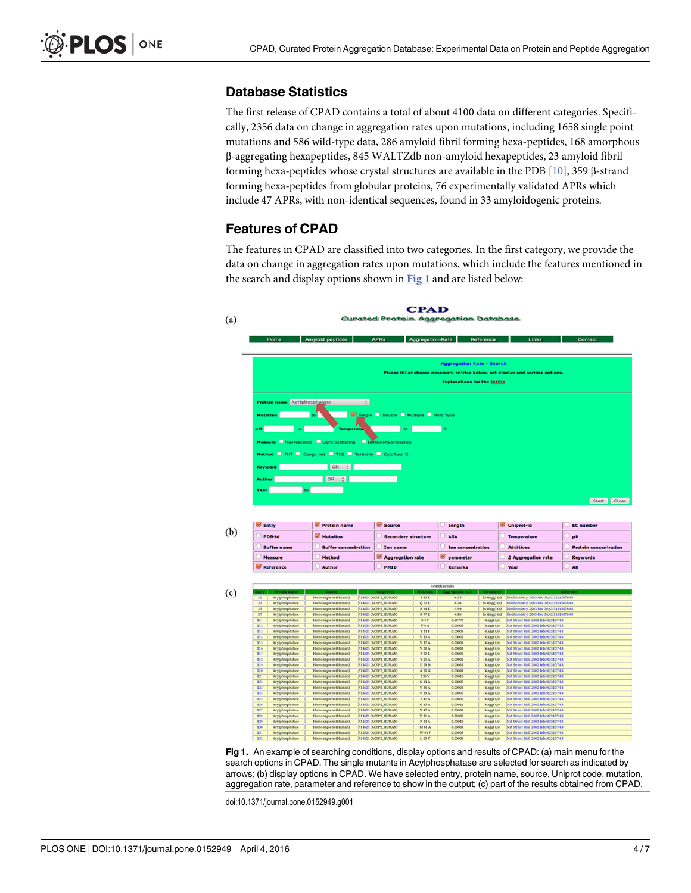## Database Statistics

The first release of CPAD contains a total of about 4100 data on different categories. Specifically, 2356 data on change in aggregation rates upon mutations, including 1658 single point mutations and 586 wild-type data, 286 amyloid fibril forming hexa-peptides, 168 amorphous β-aggregating hexapeptides, 845 WALTZdb non-amyloid hexapeptides, 23 amyloid fibril forming hexa-peptides whose crystal structures are available in the PDB [10], 359 β-strand forming hexa-peptides from globular proteins, 76 experimentally validated APRs which include 47 APRs, with non-identical sequences, found in 33 amyloidogenic proteins.

## Features of CPAD

The features in CPAD are classified into two categories. In the first category, we provide the data on change in aggregation rates upon mutations, which include the features mentioned in the search and display options shown in Fig 1 and are listed below:

**Fig 1.** An example of searching conditions, display options and results of CPAD: (a) main menu for the search options in CPAD. The single mutants in Acylphosphatase are selected for search as indicated by arrows; (b) display options in CPAD. We have selected entry, protein name, source, Uniprot code, mutation, aggregation rate, parameter and reference to show in the output; (c) part of the results obtained from CPAD.

doi:10.1371/journal.pone.0152949.g001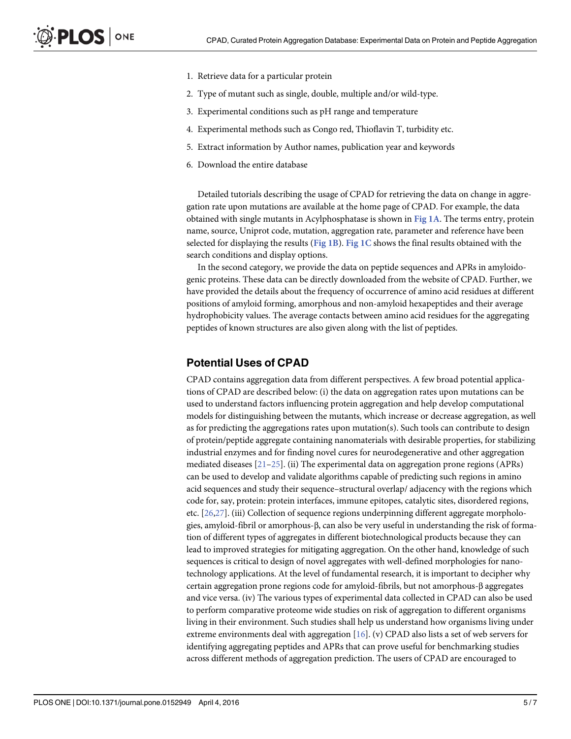1. Retrieve data for a particular protein
2. Type of mutant such as single, double, multiple and/or wild-type.
3. Experimental conditions such as pH range and temperature
4. Experimental methods such as Congo red, Thioflavin T, turbidity etc.
5. Extract information by Author names, publication year and keywords
6. Download the entire database

Detailed tutorials describing the usage of CPAD for retrieving the data on change in aggregation rate upon mutations are available at the home page of CPAD. For example, the data obtained with single mutants in Acylphosphatase is shown in Fig 1A. The terms entry, protein name, source, Uniprot code, mutation, aggregation rate, parameter and reference have been selected for displaying the results (Fig 1B). Fig 1C shows the final results obtained with the search conditions and display options.

In the second category, we provide the data on peptide sequences and APRs in amyloidogenic proteins. These data can be directly downloaded from the website of CPAD. Further, we have provided the details about the frequency of occurrence of amino acid residues at different positions of amyloid forming, amorphous and non-amyloid hexapeptides and their average hydrophobicity values. The average contacts between amino acid residues for the aggregating peptides of known structures are also given along with the list of peptides.

## Potential Uses of CPAD

CPAD contains aggregation data from different perspectives. A few broad potential applications of CPAD are described below: (i) the data on aggregation rates upon mutations can be used to understand factors influencing protein aggregation and help develop computational models for distinguishing between the mutants, which increase or decrease aggregation, as well as for predicting the aggregations rates upon mutation(s). Such tools can contribute to design of protein/peptide aggregate containing nanomaterials with desirable properties, for stabilizing industrial enzymes and for finding novel cures for neurodegenerative and other aggregation mediated diseases [21–25]. (ii) The experimental data on aggregation prone regions (APRs) can be used to develop and validate algorithms capable of predicting such regions in amino acid sequences and study their sequence–structural overlap/ adjacency with the regions which code for, say, protein: protein interfaces, immune epitopes, catalytic sites, disordered regions, etc. [26,27]. (iii) Collection of sequence regions underpinning different aggregate morphologies, amyloid-fibril or amorphous-β, can also be very useful in understanding the risk of formation of different types of aggregates in different biotechnological products because they can lead to improved strategies for mitigating aggregation. On the other hand, knowledge of such sequences is critical to design of novel aggregates with well-defined morphologies for nanotechnology applications. At the level of fundamental research, it is important to decipher why certain aggregation prone regions code for amyloid-fibrils, but not amorphous-β aggregates and vice versa. (iv) The various types of experimental data collected in CPAD can also be used to perform comparative proteome wide studies on risk of aggregation to different organisms living in their environment. Such studies shall help us understand how organisms living under extreme environments deal with aggregation [16]. (v) CPAD also lists a set of web servers for identifying aggregating peptides and APRs that can prove useful for benchmarking studies across different methods of aggregation prediction. The users of CPAD are encouraged to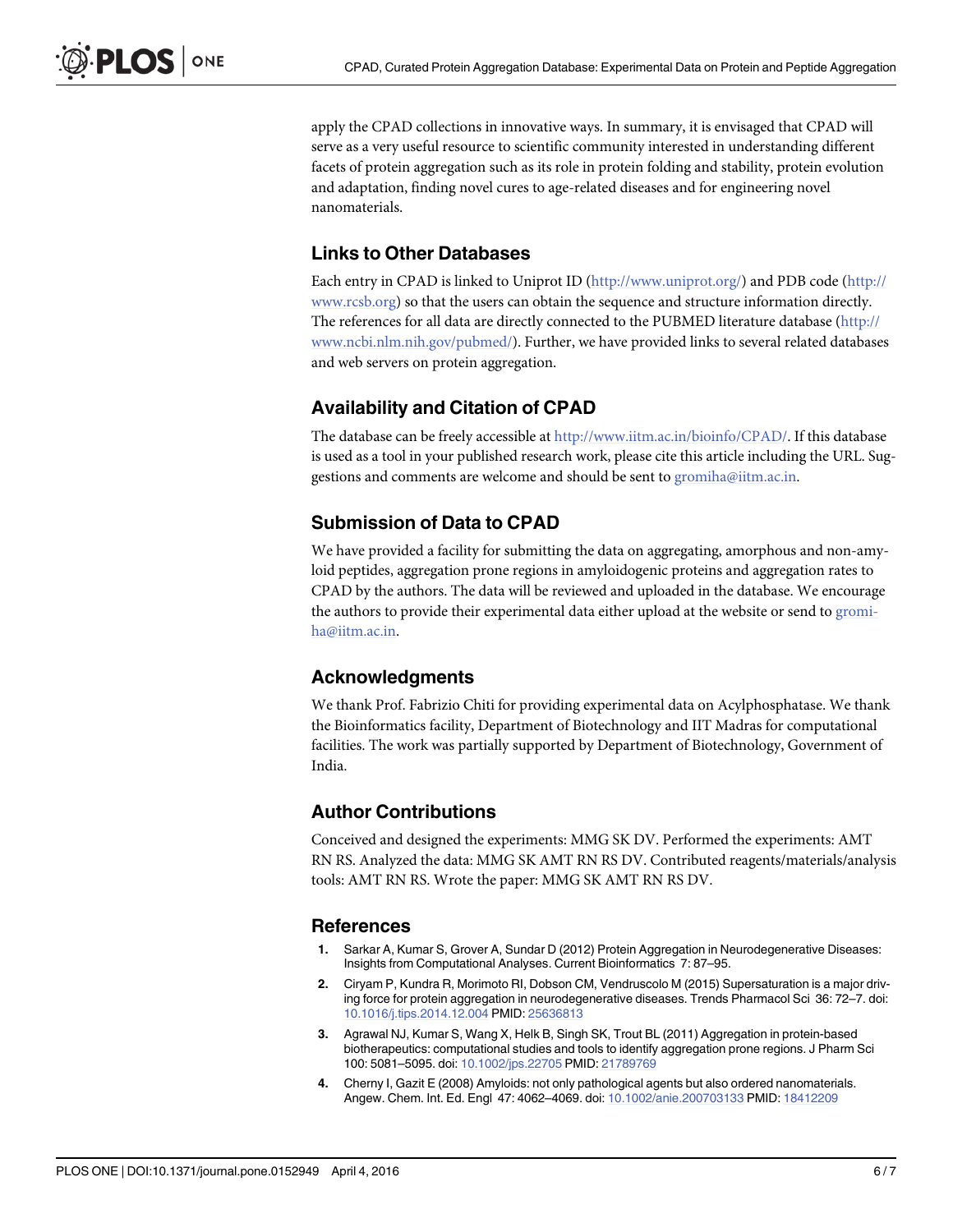apply the CPAD collections in innovative ways. In summary, it is envisaged that CPAD will serve as a very useful resource to scientific community interested in understanding different facets of protein aggregation such as its role in protein folding and stability, protein evolution and adaptation, finding novel cures to age-related diseases and for engineering novel nanomaterials.

## Links to Other Databases

Each entry in CPAD is linked to Uniprot ID (http://www.uniprot.org/) and PDB code (http://www.rcsb.org) so that the users can obtain the sequence and structure information directly. The references for all data are directly connected to the PUBMED literature database (http://www.ncbi.nlm.nih.gov/pubmed/). Further, we have provided links to several related databases and web servers on protein aggregation.

## Availability and Citation of CPAD

The database can be freely accessible at http://www.iitm.ac.in/bioinfo/CPAD/. If this database is used as a tool in your published research work, please cite this article including the URL. Suggestions and comments are welcome and should be sent to gromiha@iitm.ac.in.

## Submission of Data to CPAD

We have provided a facility for submitting the data on aggregating, amorphous and non-amyloid peptides, aggregation prone regions in amyloidogenic proteins and aggregation rates to CPAD by the authors. The data will be reviewed and uploaded in the database. We encourage the authors to provide their experimental data either upload at the website or send to gromiha@iitm.ac.in.

## Acknowledgments

We thank Prof. Fabrizio Chiti for providing experimental data on Acylphosphatase. We thank the Bioinformatics facility, Department of Biotechnology and IIT Madras for computational facilities. The work was partially supported by Department of Biotechnology, Government of India.

## Author Contributions

Conceived and designed the experiments: MMG SK DV. Performed the experiments: AMT RN RS. Analyzed the data: MMG SK AMT RN RS DV. Contributed reagents/materials/analysis tools: AMT RN RS. Wrote the paper: MMG SK AMT RN RS DV.

## References

1. Sarkar A, Kumar S, Grover A, Sundar D (2012) Protein Aggregation in Neurodegenerative Diseases: Insights from Computational Analyses. Current Bioinformatics 7: 87–95.
2. Ciryam P, Kundra R, Morimoto RI, Dobson CM, Vendruscolo M (2015) Supersaturation is a major driving force for protein aggregation in neurodegenerative diseases. Trends Pharmacol Sci 36: 72–7. doi: 10.1016/j.tips.2014.12.004 PMID: 25636813
3. Agrawal NJ, Kumar S, Wang X, Helk B, Singh SK, Trout BL (2011) Aggregation in protein-based biotherapeutics: computational studies and tools to identify aggregation prone regions. J Pharm Sci 100: 5081–5095. doi: 10.1002/jps.22705 PMID: 21789769
4. Cherny I, Gazit E (2008) Amyloids: not only pathological agents but also ordered nanomaterials. Angew. Chem. Int. Ed. Engl 47: 4062–4069. doi: 10.1002/anie.200703133 PMID: 18412209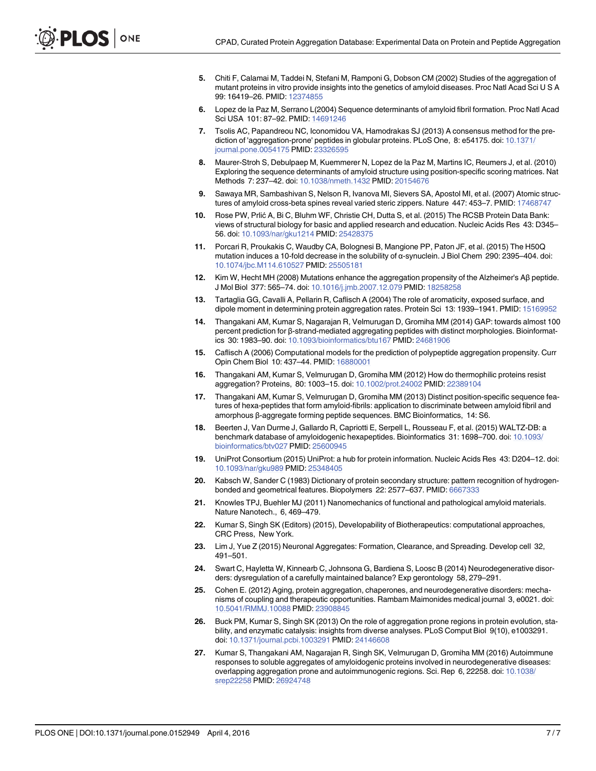5. Chiti F, Calamai M, Taddei N, Stefani M, Ramponi G, Dobson CM (2002) Studies of the aggregation of mutant proteins in vitro provide insights into the genetics of amyloid diseases. Proc Natl Acad Sci U S A 99: 16419–26. PMID: 12374855

6. Lopez de la Paz M, Serrano L(2004) Sequence determinants of amyloid fibril formation. Proc Natl Acad Sci USA 101: 87–92. PMID: 14691246

7. Tsolis AC, Papandreou NC, Iconomidou VA, Hamodrakas SJ (2013) A consensus method for the prediction of 'aggregation-prone' peptides in globular proteins. PLoS One, 8: e54175. doi: 10.1371/journal.pone.0054175 PMID: 23326595

8. Maurer-Stroh S, Debulpaep M, Kuemmerer N, Lopez de la Paz M, Martins IC, Reumers J, et al. (2010) Exploring the sequence determinants of amyloid structure using position-specific scoring matrices. Nat Methods 7: 237–42. doi: 10.1038/nmeth.1432 PMID: 20154676

9. Sawaya MR, Sambashivan S, Nelson R, Ivanova MI, Sievers SA, Apostol MI, et al. (2007) Atomic structures of amyloid cross-beta spines reveal varied steric zippers. Nature 447: 453–7. PMID: 17468747

10. Rose PW, Prlić A, Bi C, Bluhm WF, Christie CH, Dutta S, et al. (2015) The RCSB Protein Data Bank: views of structural biology for basic and applied research and education. Nucleic Acids Res 43: D345–56. doi: 10.1093/nar/gku1214 PMID: 25428375

11. Porcari R, Proukakis C, Waudby CA, Bolognesi B, Mangione PP, Paton JF, et al. (2015) The H50Q mutation induces a 10-fold decrease in the solubility of α-synuclein. J Biol Chem 290: 2395–404. doi: 10.1074/jbc.M114.610527 PMID: 25505181

12. Kim W, Hecht MH (2008) Mutations enhance the aggregation propensity of the Alzheimer's Aβ peptide. J Mol Biol 377: 565–74. doi: 10.1016/j.jmb.2007.12.079 PMID: 18258258

13. Tartaglia GG, Cavalli A, Pellarin R, Caflisch A (2004) The role of aromaticity, exposed surface, and dipole moment in determining protein aggregation rates. Protein Sci 13: 1939–1941. PMID: 15169952

14. Thangakani AM, Kumar S, Nagarajan R, Velmurugan D, Gromiha MM (2014) GAP: towards almost 100 percent prediction for β-strand-mediated aggregating peptides with distinct morphologies. Bioinformatics 30: 1983–90. doi: 10.1093/bioinformatics/btu167 PMID: 24681906

15. Caflisch A (2006) Computational models for the prediction of polypeptide aggregation propensity. Curr Opin Chem Biol 10: 437–44. PMID: 16880001

16. Thangakani AM, Kumar S, Velmurugan D, Gromiha MM (2012) How do thermophilic proteins resist aggregation? Proteins, 80: 1003–15. doi: 10.1002/prot.24002 PMID: 22389104

17. Thangakani AM, Kumar S, Velmurugan D, Gromiha MM (2013) Distinct position-specific sequence features of hexa-peptides that form amyloid-fibrils: application to discriminate between amyloid fibril and amorphous β-aggregate forming peptide sequences. BMC Bioinformatics, 14: S6.

18. Beerten J, Van Durme J, Gallardo R, Capriotti E, Serpell L, Rousseau F, et al. (2015) WALTZ-DB: a benchmark database of amyloidogenic hexapeptides. Bioinformatics 31: 1698–700. doi: 10.1093/bioinformatics/btv027 PMID: 25600945

19. UniProt Consortium (2015) UniProt: a hub for protein information. Nucleic Acids Res 43: D204–12. doi: 10.1093/nar/gku989 PMID: 25348405

20. Kabsch W, Sander C (1983) Dictionary of protein secondary structure: pattern recognition of hydrogen-bonded and geometrical features. Biopolymers 22: 2577–637. PMID: 6667333

21. Knowles TPJ, Buehler MJ (2011) Nanomechanics of functional and pathological amyloid materials. Nature Nanotech., 6, 469–479.

22. Kumar S, Singh SK (Editors) (2015), Developability of Biotherapeutics: computational approaches, CRC Press, New York.

23. Lim J, Yue Z (2015) Neuronal Aggregates: Formation, Clearance, and Spreading. Develop cell 32, 491–501.

24. Swart C, Hayletta W, Kinnearb C, Johnsona G, Bardiena S, Loosc B (2014) Neurodegenerative disorders: dysregulation of a carefully maintained balance? Exp gerontology 58, 279–291.

25. Cohen E. (2012) Aging, protein aggregation, chaperones, and neurodegenerative disorders: mechanisms of coupling and therapeutic opportunities. Rambam Maimonides medical journal 3, e0021. doi: 10.5041/RMMJ.10088 PMID: 23908845

26. Buck PM, Kumar S, Singh SK (2013) On the role of aggregation prone regions in protein evolution, stability, and enzymatic catalysis: insights from diverse analyses. PLoS Comput Biol 9(10), e1003291. doi: 10.1371/journal.pcbi.1003291 PMID: 24146608

27. Kumar S, Thangakani AM, Nagarajan R, Singh SK, Velmurugan D, Gromiha MM (2016) Autoimmune responses to soluble aggregates of amyloidogenic proteins involved in neurodegenerative diseases: overlapping aggregation prone and autoimmunogenic regions. Sci. Rep 6, 22258. doi: 10.1038/srep22258 PMID: 26924748